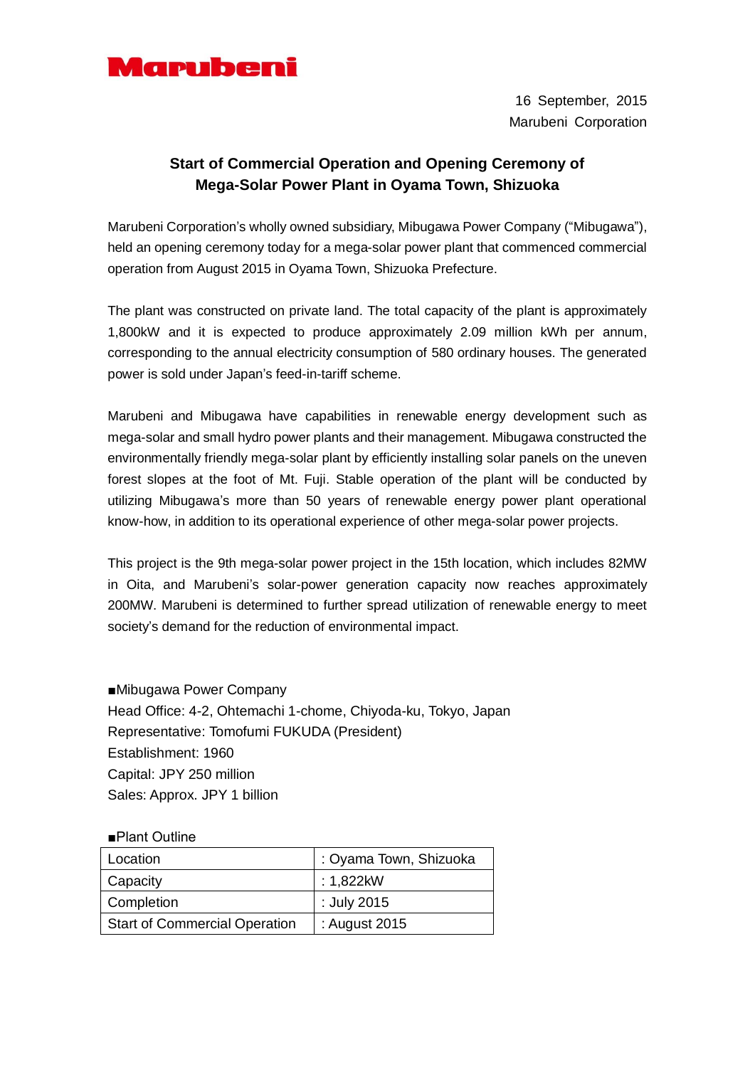Marubeni

16 September, 2015
Marubeni Corporation

# Start of Commercial Operation and Opening Ceremony of Mega-Solar Power Plant in Oyama Town, Shizuoka

Marubeni Corporation's wholly owned subsidiary, Mibugawa Power Company ("Mibugawa"), held an opening ceremony today for a mega-solar power plant that commenced commercial operation from August 2015 in Oyama Town, Shizuoka Prefecture.

The plant was constructed on private land. The total capacity of the plant is approximately 1,800kW and it is expected to produce approximately 2.09 million kWh per annum, corresponding to the annual electricity consumption of 580 ordinary houses. The generated power is sold under Japan's feed-in-tariff scheme.

Marubeni and Mibugawa have capabilities in renewable energy development such as mega-solar and small hydro power plants and their management. Mibugawa constructed the environmentally friendly mega-solar plant by efficiently installing solar panels on the uneven forest slopes at the foot of Mt. Fuji. Stable operation of the plant will be conducted by utilizing Mibugawa's more than 50 years of renewable energy power plant operational know-how, in addition to its operational experience of other mega-solar power projects.

This project is the 9th mega-solar power project in the 15th location, which includes 82MW in Oita, and Marubeni's solar-power generation capacity now reaches approximately 200MW. Marubeni is determined to further spread utilization of renewable energy to meet society's demand for the reduction of environmental impact.

■Mibugawa Power Company
Head Office: 4-2, Ohtemachi 1-chome, Chiyoda-ku, Tokyo, Japan
Representative: Tomofumi FUKUDA (President)
Establishment: 1960
Capital: JPY 250 million
Sales: Approx. JPY 1 billion

■Plant Outline

| | |
|---|---|
| Location | : Oyama Town, Shizuoka |
| Capacity | : 1,822kW |
| Completion | : July 2015 |
| Start of Commercial Operation | : August 2015 |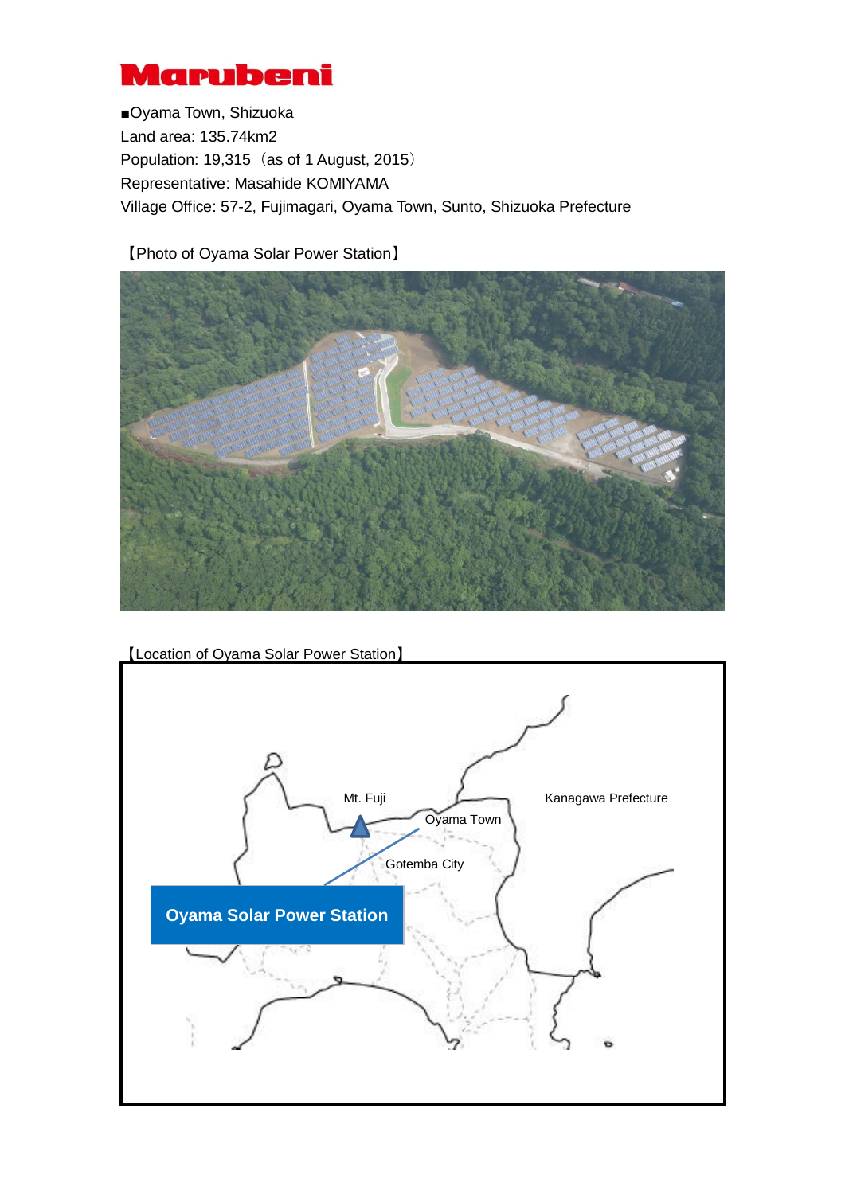Marubeni

■Oyama Town, Shizuoka
Land area: 135.74km2
Population: 19,315（as of 1 August, 2015）
Representative: Masahide KOMIYAMA
Village Office: 57-2, Fujimagari, Oyama Town, Sunto, Shizuoka Prefecture

【Photo of Oyama Solar Power Station】

【Location of Oyama Solar Power Station】

Mt. Fuji

Oyama Town

Kanagawa Prefecture

Gotemba City

Oyama Solar Power Station